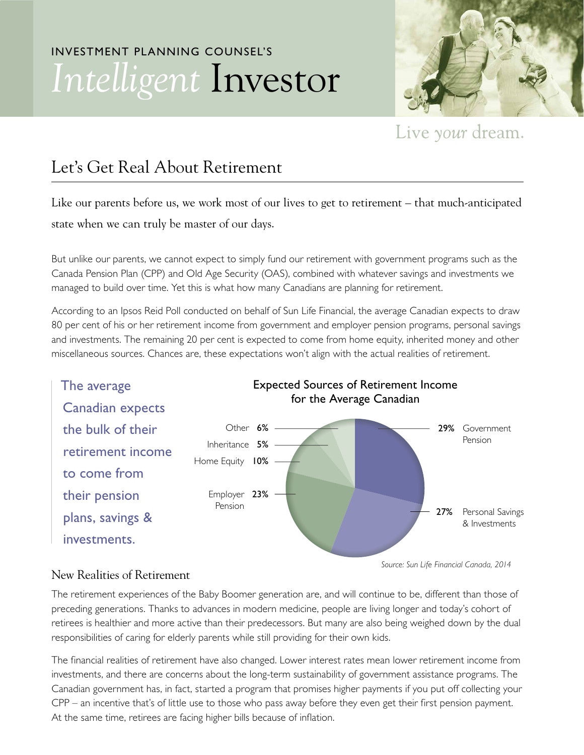INVESTMENT PLANNING COUNSEL'S

# *Intelligent* Investor

Live *your* dream.

## Let's Get Real About Retirement

Like our parents before us, we work most of our lives to get to retirement – that much-anticipated state when we can truly be master of our days.

But unlike our parents, we cannot expect to simply fund our retirement with government programs such as the Canada Pension Plan (CPP) and Old Age Security (OAS), combined with whatever savings and investments we managed to build over time. Yet this is what how many Canadians are planning for retirement.

According to an Ipsos Reid Poll conducted on behalf of Sun Life Financial, the average Canadian expects to draw 80 per cent of his or her retirement income from government and employer pension programs, personal savings and investments. The remaining 20 per cent is expected to come from home equity, inherited money and other miscellaneous sources. Chances are, these expectations won't align with the actual realities of retirement.

The average Canadian expects the bulk of their retirement income to come from their pension plans, savings & investments.

**Expected Sources of Retirement Income for the Average Canadian**

| Source | Percentage |
|---|---|
| Government Pension | 29% |
| Personal Savings & Investments | 27% |
| Employer Pension | 23% |
| Home Equity | 10% |
| Inheritance | 5% |
| Other | 6% |

*Source: Sun Life Financial Canada, 2014*

### New Realities of Retirement

The retirement experiences of the Baby Boomer generation are, and will continue to be, different than those of preceding generations. Thanks to advances in modern medicine, people are living longer and today's cohort of retirees is healthier and more active than their predecessors. But many are also being weighed down by the dual responsibilities of caring for elderly parents while still providing for their own kids.

The financial realities of retirement have also changed. Lower interest rates mean lower retirement income from investments, and there are concerns about the long-term sustainability of government assistance programs. The Canadian government has, in fact, started a program that promises higher payments if you put off collecting your CPP – an incentive that's of little use to those who pass away before they even get their first pension payment. At the same time, retirees are facing higher bills because of inflation.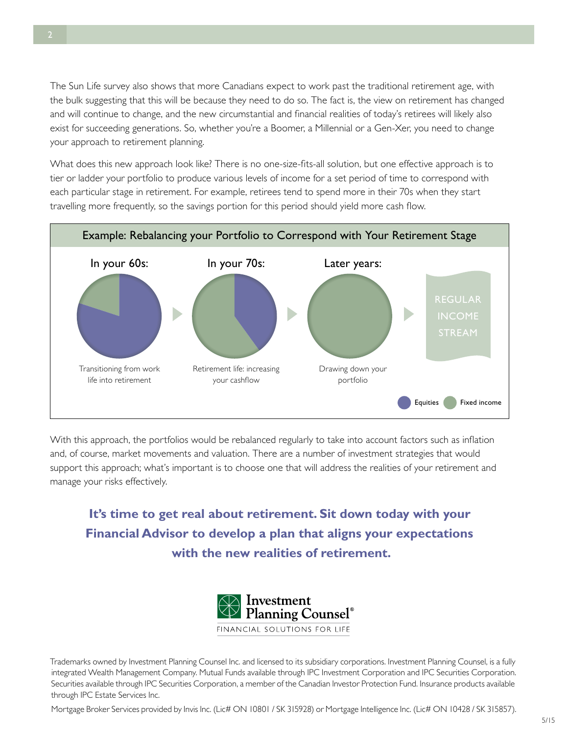The Sun Life survey also shows that more Canadians expect to work past the traditional retirement age, with the bulk suggesting that this will be because they need to do so. The fact is, the view on retirement has changed and will continue to change, and the new circumstantial and financial realities of today's retirees will likely also exist for succeeding generations. So, whether you're a Boomer, a Millennial or a Gen-Xer, you need to change your approach to retirement planning.

What does this new approach look like? There is no one-size-fits-all solution, but one effective approach is to tier or ladder your portfolio to produce various levels of income for a set period of time to correspond with each particular stage in retirement. For example, retirees tend to spend more in their 70s when they start travelling more frequently, so the savings portion for this period should yield more cash flow.

Example: Rebalancing your Portfolio to Correspond with Your Retirement Stage

In your 60s:
Transitioning from work life into retirement

In your 70s:
Retirement life: increasing your cashflow

Later years:
Drawing down your portfolio

REGULAR INCOME STREAM

Equities
Fixed income

With this approach, the portfolios would be rebalanced regularly to take into account factors such as inflation and, of course, market movements and valuation. There are a number of investment strategies that would support this approach; what's important is to choose one that will address the realities of your retirement and manage your risks effectively.

**It's time to get real about retirement. Sit down today with your Financial Advisor to develop a plan that aligns your expectations with the new realities of retirement.**

Investment Planning Counsel®
FINANCIAL SOLUTIONS FOR LIFE

Trademarks owned by Investment Planning Counsel Inc. and licensed to its subsidiary corporations. Investment Planning Counsel, is a fully integrated Wealth Management Company. Mutual Funds available through IPC Investment Corporation and IPC Securities Corporation. Securities available through IPC Securities Corporation, a member of the Canadian Investor Protection Fund. Insurance products available through IPC Estate Services Inc.

Mortgage Broker Services provided by Invis Inc. (Lic# ON 10801 / SK 315928) or Mortgage Intelligence Inc. (Lic# ON 10428 / SK 315857).

5/15